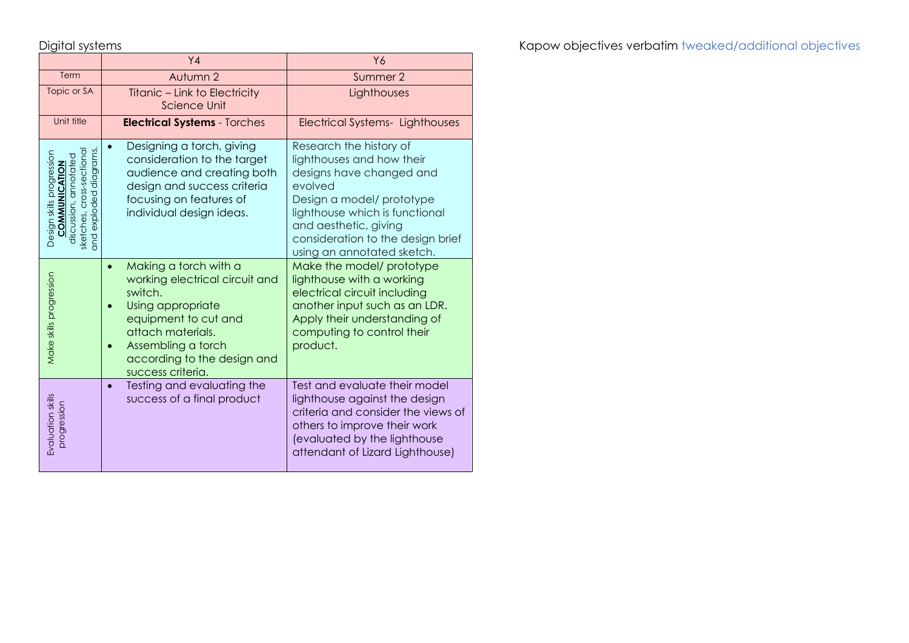Digital systems

Kapow objectives verbatim tweaked/additional objectives

| | Y4 | Y6 |
|---|---|---|
| Term | Autumn 2 | Summer 2 |
| Topic or SA | Titanic – Link to Electricity Science Unit | Lighthouses |
| Unit title | **Electrical Systems** - Torches | Electrical Systems- Lighthouses |
| Design skills progression **COMMUNICATION** discussion, annotated sketches, cross-sectional and exploded diagrams, | • Designing a torch, giving consideration to the target audience and creating both design and success criteria focusing on features of individual design ideas. | Research the history of lighthouses and how their designs have changed and evolved<br>Design a model/ prototype lighthouse which is functional and aesthetic, giving consideration to the design brief using an annotated sketch. |
| Make skills progression | • Making a torch with a working electrical circuit and switch.<br>• Using appropriate equipment to cut and attach materials.<br>• Assembling a torch according to the design and success criteria. | Make the model/ prototype lighthouse with a working electrical circuit including another input such as an LDR. Apply their understanding of computing to control their product. |
| Evaluation skills progression | • Testing and evaluating the success of a final product | Test and evaluate their model lighthouse against the design criteria and consider the views of others to improve their work (evaluated by the lighthouse attendant of Lizard Lighthouse) |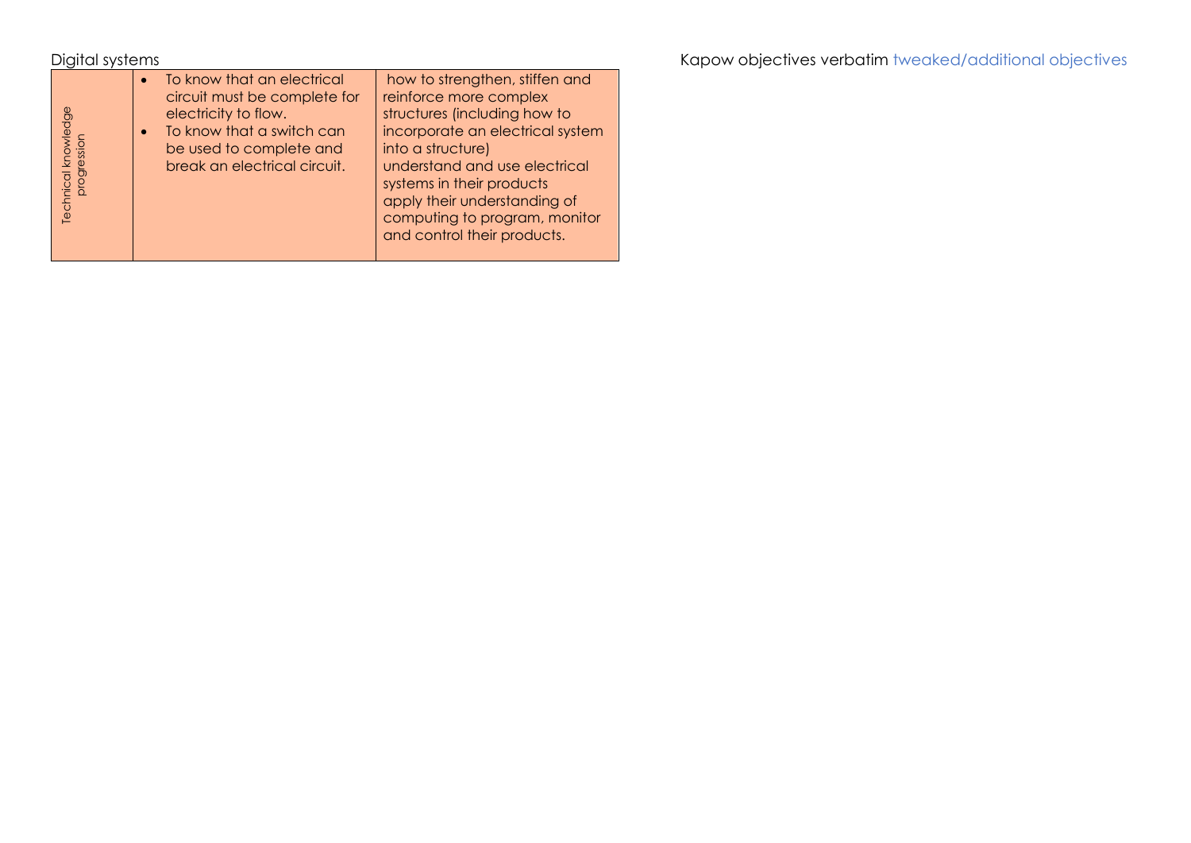Digital systems

Kapow objectives verbatim tweaked/additional objectives

| Technical knowledge progression | <ul><li>To know that an electrical circuit must be complete for electricity to flow.</li><li>To know that a switch can be used to complete and break an electrical circuit.</li></ul> | how to strengthen, stiffen and reinforce more complex structures (including how to incorporate an electrical system into a structure)<br>understand and use electrical systems in their products<br>apply their understanding of computing to program, monitor and control their products. |
|---|---|---|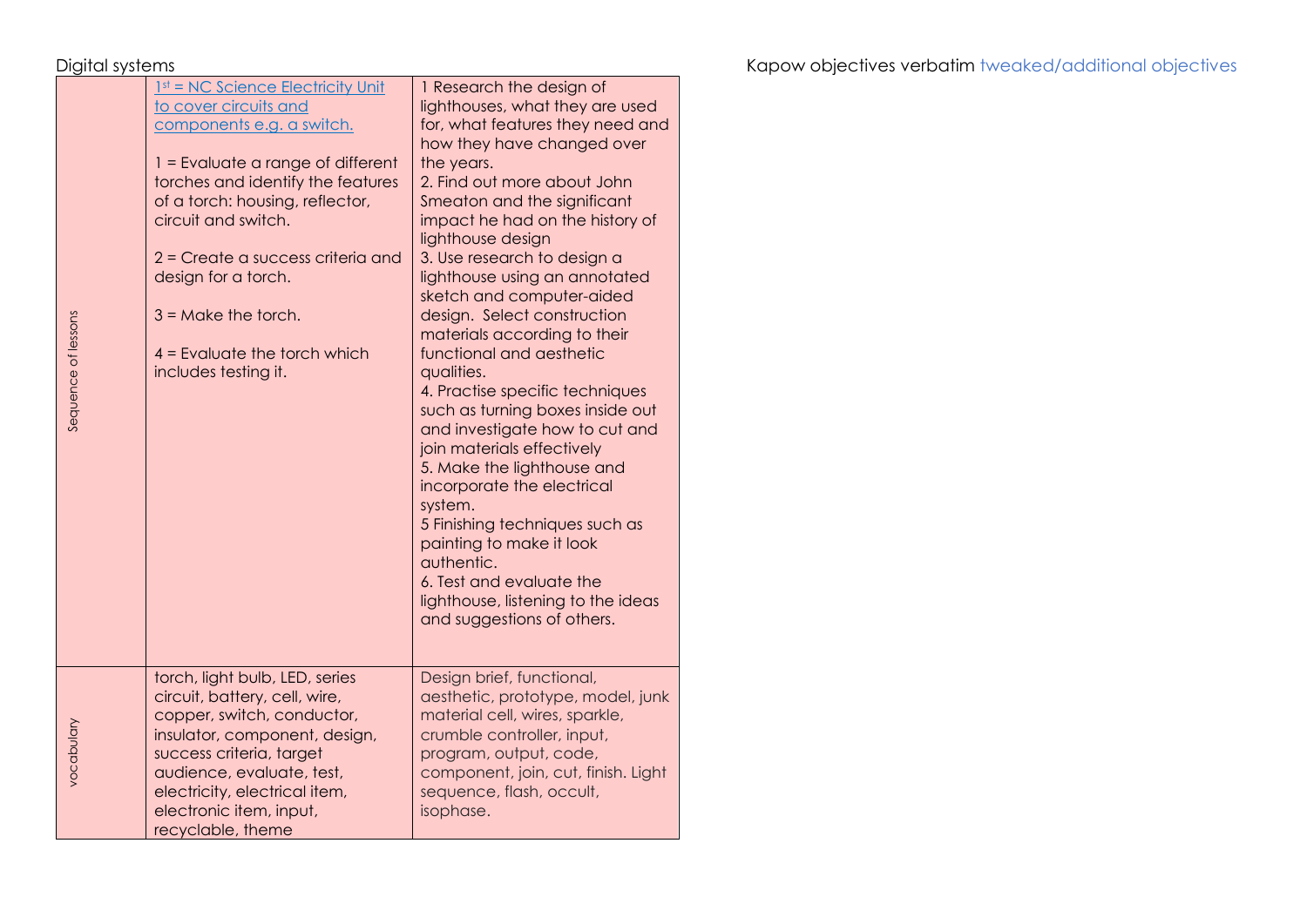Digital systems

Kapow objectives verbatim tweaked/additional objectives

| | | |
|---|---|---|
| Sequence of lessons | 1st = NC Science Electricity Unit to cover circuits and components e.g. a switch.<br><br>1 = Evaluate a range of different torches and identify the features of a torch: housing, reflector, circuit and switch.<br><br>2 = Create a success criteria and design for a torch.<br><br>3 = Make the torch.<br><br>4 = Evaluate the torch which includes testing it. | 1 Research the design of lighthouses, what they are used for, what features they need and how they have changed over the years.<br>2. Find out more about John Smeaton and the significant impact he had on the history of lighthouse design<br>3. Use research to design a lighthouse using an annotated sketch and computer-aided design. Select construction materials according to their functional and aesthetic qualities.<br>4. Practise specific techniques such as turning boxes inside out and investigate how to cut and join materials effectively<br>5. Make the lighthouse and incorporate the electrical system.<br>5 Finishing techniques such as painting to make it look authentic.<br>6. Test and evaluate the lighthouse, listening to the ideas and suggestions of others. |
| vocabulary | torch, light bulb, LED, series circuit, battery, cell, wire, copper, switch, conductor, insulator, component, design, success criteria, target audience, evaluate, test, electricity, electrical item, electronic item, input, recyclable, theme | Design brief, functional, aesthetic, prototype, model, junk material cell, wires, sparkle, crumble controller, input, program, output, code, component, join, cut, finish. Light sequence, flash, occult, isophase. |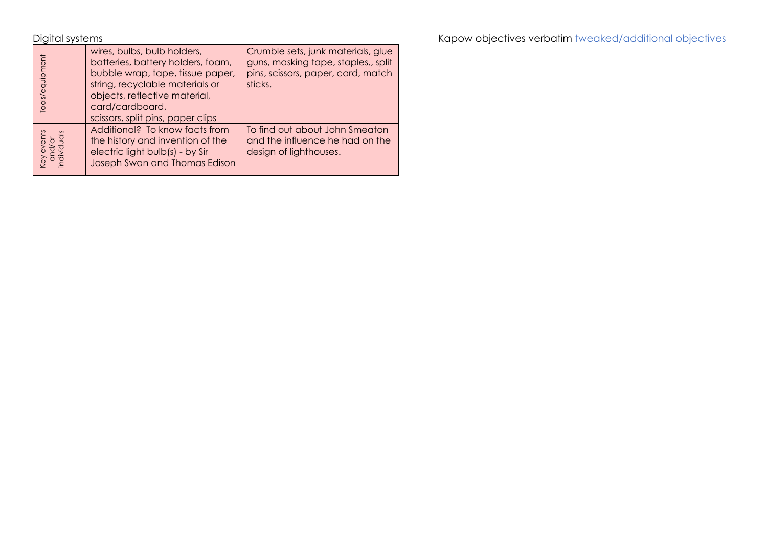Digital systems

Kapow objectives verbatim tweaked/additional objectives

| | | |
|---|---|---|
| Tools/equipment | wires, bulbs, bulb holders, batteries, battery holders, foam, bubble wrap, tape, tissue paper, string, recyclable materials or objects, reflective material, card/cardboard, scissors, split pins, paper clips | Crumble sets, junk materials, glue guns, masking tape, staples., split pins, scissors, paper, card, match sticks. |
| Key events and/or individuals | Additional? To know facts from the history and invention of the electric light bulb(s) - by Sir Joseph Swan and Thomas Edison | To find out about John Smeaton and the influence he had on the design of lighthouses. |